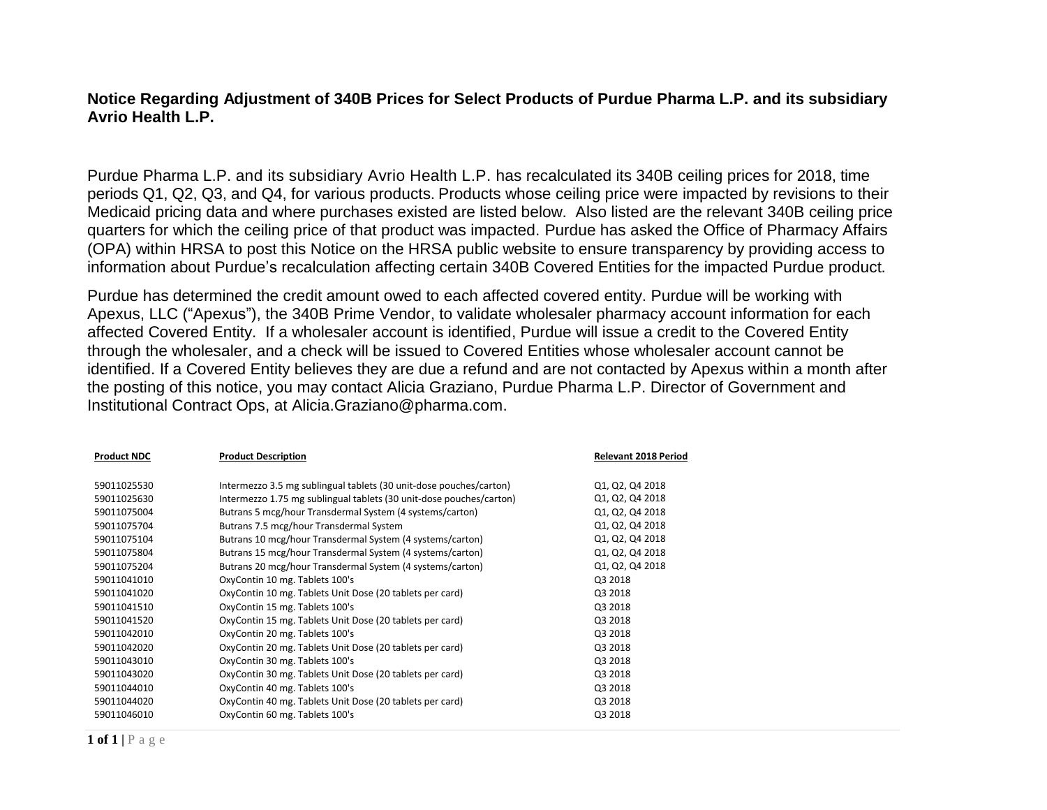**Notice Regarding Adjustment of 340B Prices for Select Products of Purdue Pharma L.P. and its subsidiary Avrio Health L.P.**

Purdue Pharma L.P. and its subsidiary Avrio Health L.P. has recalculated its 340B ceiling prices for 2018, time periods Q1, Q2, Q3, and Q4, for various products. Products whose ceiling price were impacted by revisions to their Medicaid pricing data and where purchases existed are listed below. Also listed are the relevant 340B ceiling price quarters for which the ceiling price of that product was impacted. Purdue has asked the Office of Pharmacy Affairs (OPA) within HRSA to post this Notice on the HRSA public website to ensure transparency by providing access to information about Purdue's recalculation affecting certain 340B Covered Entities for the impacted Purdue product.

Purdue has determined the credit amount owed to each affected covered entity. Purdue will be working with Apexus, LLC ("Apexus"), the 340B Prime Vendor, to validate wholesaler pharmacy account information for each affected Covered Entity. If a wholesaler account is identified, Purdue will issue a credit to the Covered Entity through the wholesaler, and a check will be issued to Covered Entities whose wholesaler account cannot be identified. If a Covered Entity believes they are due a refund and are not contacted by Apexus within a month after the posting of this notice, you may contact Alicia Graziano, Purdue Pharma L.P. Director of Government and Institutional Contract Ops, at Alicia.Graziano@pharma.com.

| Product NDC | Product Description | Relevant 2018 Period |
|---|---|---|
| 59011025530 | Intermezzo 3.5 mg sublingual tablets (30 unit-dose pouches/carton) | Q1, Q2, Q4 2018 |
| 59011025630 | Intermezzo 1.75 mg sublingual tablets (30 unit-dose pouches/carton) | Q1, Q2, Q4 2018 |
| 59011075004 | Butrans 5 mcg/hour Transdermal System (4 systems/carton) | Q1, Q2, Q4 2018 |
| 59011075704 | Butrans 7.5 mcg/hour Transdermal System | Q1, Q2, Q4 2018 |
| 59011075104 | Butrans 10 mcg/hour Transdermal System (4 systems/carton) | Q1, Q2, Q4 2018 |
| 59011075804 | Butrans 15 mcg/hour Transdermal System (4 systems/carton) | Q1, Q2, Q4 2018 |
| 59011075204 | Butrans 20 mcg/hour Transdermal System (4 systems/carton) | Q1, Q2, Q4 2018 |
| 59011041010 | OxyContin 10 mg. Tablets 100's | Q3 2018 |
| 59011041020 | OxyContin 10 mg. Tablets Unit Dose (20 tablets per card) | Q3 2018 |
| 59011041510 | OxyContin 15 mg. Tablets 100's | Q3 2018 |
| 59011041520 | OxyContin 15 mg. Tablets Unit Dose (20 tablets per card) | Q3 2018 |
| 59011042010 | OxyContin 20 mg. Tablets 100's | Q3 2018 |
| 59011042020 | OxyContin 20 mg. Tablets Unit Dose (20 tablets per card) | Q3 2018 |
| 59011043010 | OxyContin 30 mg. Tablets 100's | Q3 2018 |
| 59011043020 | OxyContin 30 mg. Tablets Unit Dose (20 tablets per card) | Q3 2018 |
| 59011044010 | OxyContin 40 mg. Tablets 100's | Q3 2018 |
| 59011044020 | OxyContin 40 mg. Tablets Unit Dose (20 tablets per card) | Q3 2018 |
| 59011046010 | OxyContin 60 mg. Tablets 100's | Q3 2018 |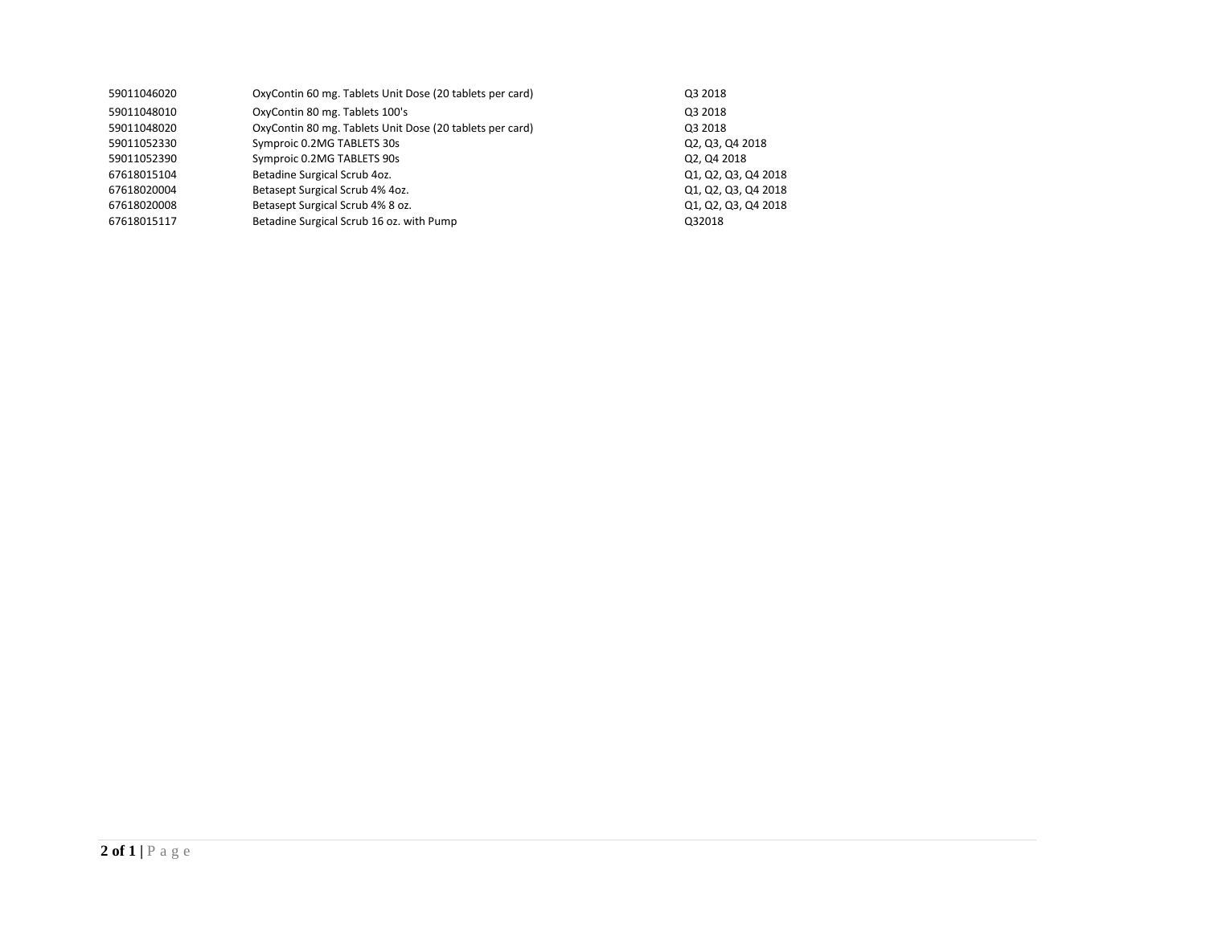| | | |
|---|---|---|
| 59011046020 | OxyContin 60 mg. Tablets Unit Dose (20 tablets per card) | Q3 2018 |
| 59011048010 | OxyContin 80 mg. Tablets 100's | Q3 2018 |
| 59011048020 | OxyContin 80 mg. Tablets Unit Dose (20 tablets per card) | Q3 2018 |
| 59011052330 | Symproic 0.2MG TABLETS 30s | Q2, Q3, Q4 2018 |
| 59011052390 | Symproic 0.2MG TABLETS 90s | Q2, Q4 2018 |
| 67618015104 | Betadine Surgical Scrub 4oz. | Q1, Q2, Q3, Q4 2018 |
| 67618020004 | Betasept Surgical Scrub 4% 4oz. | Q1, Q2, Q3, Q4 2018 |
| 67618020008 | Betasept Surgical Scrub 4% 8 oz. | Q1, Q2, Q3, Q4 2018 |
| 67618015117 | Betadine Surgical Scrub 16 oz. with Pump | Q32018 |